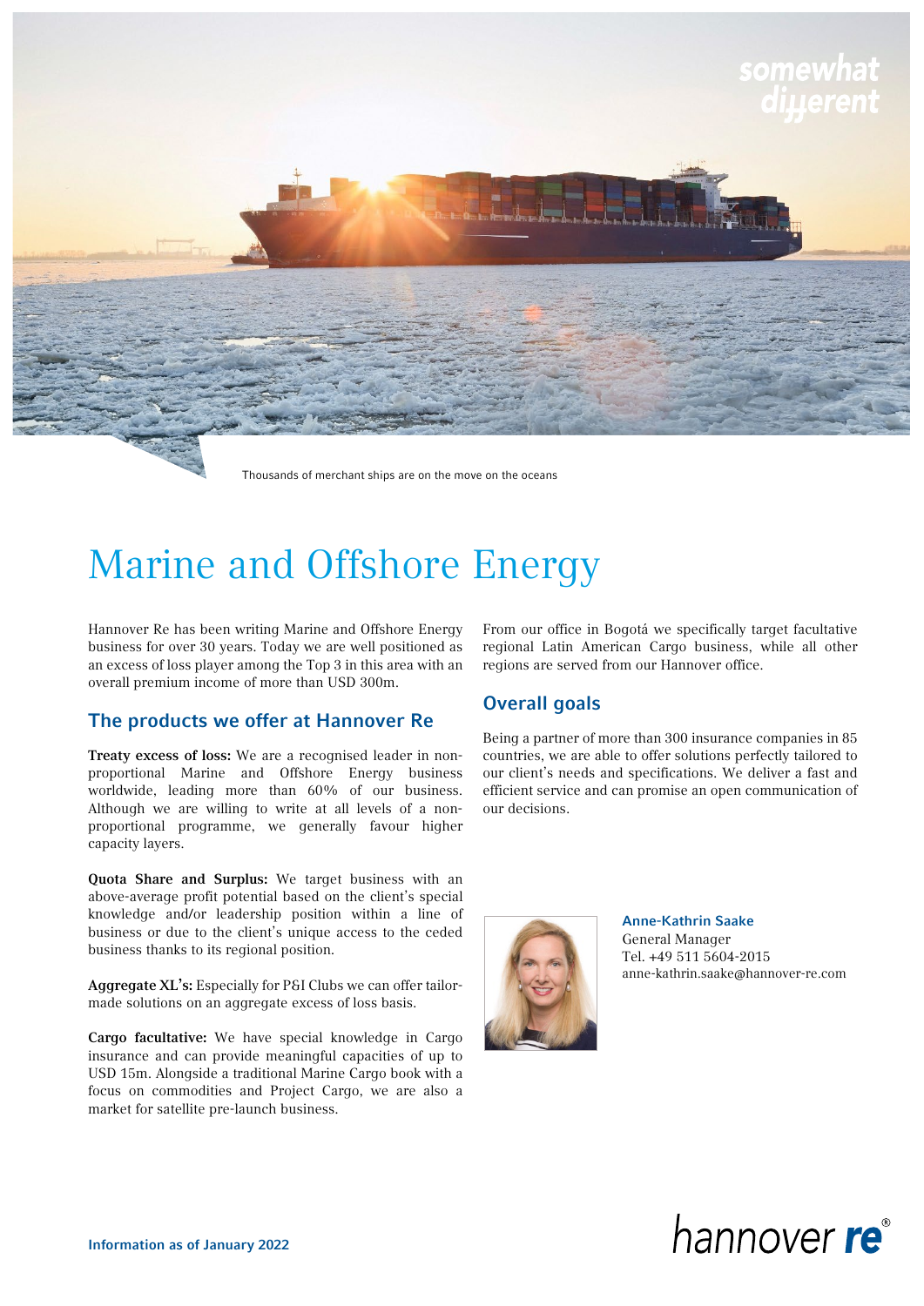Thousands of merchant ships are on the move on the oceans

# Marine and Offshore Energy

Hannover Re has been writing Marine and Offshore Energy business for over 30 years. Today we are well positioned as an excess of loss player among the Top 3 in this area with an overall premium income of more than USD 300m.

## The products we offer at Hannover Re

**Treaty excess of loss:** We are a recognised leader in non-proportional Marine and Offshore Energy business worldwide, leading more than 60% of our business. Although we are willing to write at all levels of a non-proportional programme, we generally favour higher capacity layers.

**Quota Share and Surplus:** We target business with an above-average profit potential based on the client's special knowledge and/or leadership position within a line of business or due to the client's unique access to the ceded business thanks to its regional position.

**Aggregate XL's:** Especially for P&I Clubs we can offer tailor-made solutions on an aggregate excess of loss basis.

**Cargo facultative:** We have special knowledge in Cargo insurance and can provide meaningful capacities of up to USD 15m. Alongside a traditional Marine Cargo book with a focus on commodities and Project Cargo, we are also a market for satellite pre-launch business.

From our office in Bogotá we specifically target facultative regional Latin American Cargo business, while all other regions are served from our Hannover office.

## Overall goals

Being a partner of more than 300 insurance companies in 85 countries, we are able to offer solutions perfectly tailored to our client's needs and specifications. We deliver a fast and efficient service and can promise an open communication of our decisions.

**Anne-Kathrin Saake**
General Manager
Tel. +49 511 5604-2015
anne-kathrin.saake@hannover-re.com

**Information as of January 2022**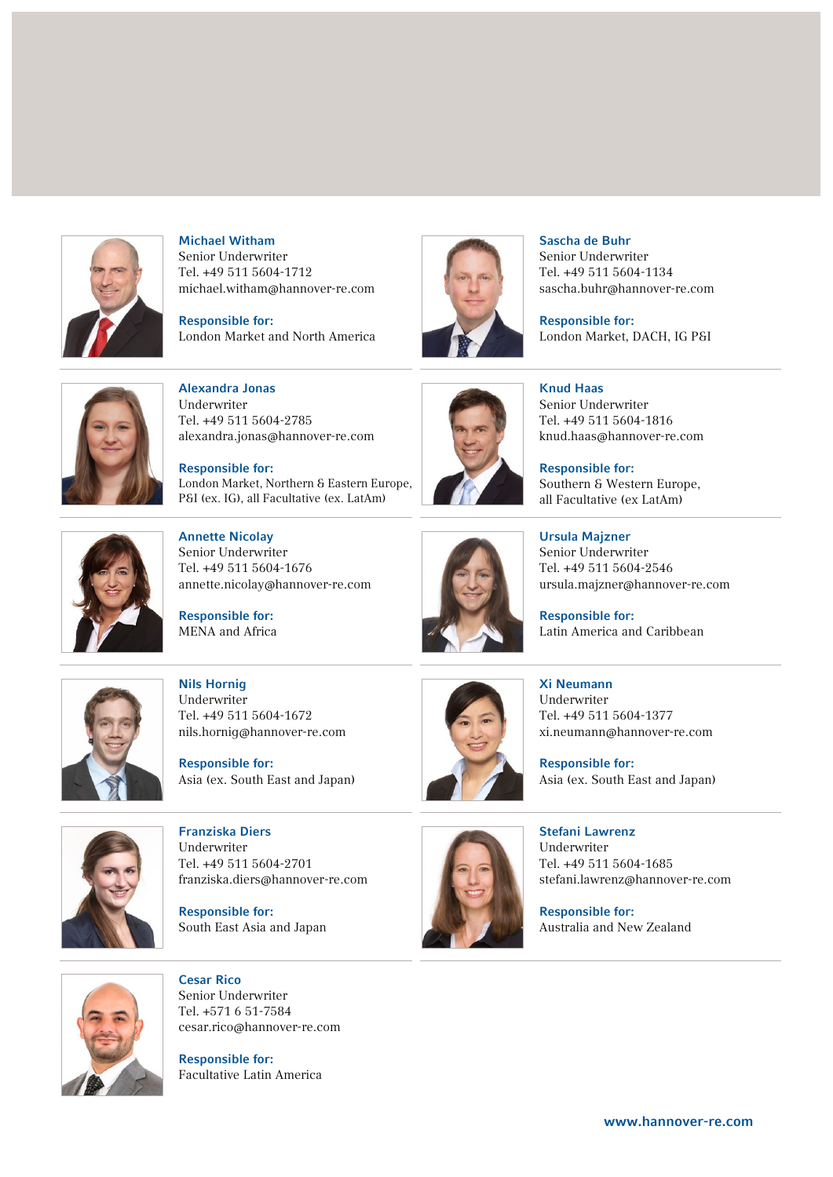**Michael Witham**
Senior Underwriter
Tel. +49 511 5604-1712
michael.witham@hannover-re.com

**Responsible for:**
London Market and North America

**Sascha de Buhr**
Senior Underwriter
Tel. +49 511 5604-1134
sascha.buhr@hannover-re.com

**Responsible for:**
London Market, DACH, IG P&I

**Alexandra Jonas**
Underwriter
Tel. +49 511 5604-2785
alexandra.jonas@hannover-re.com

**Responsible for:**
London Market, Northern & Eastern Europe, P&I (ex. IG), all Facultative (ex. LatAm)

**Knud Haas**
Senior Underwriter
Tel. +49 511 5604-1816
knud.haas@hannover-re.com

**Responsible for:**
Southern & Western Europe, all Facultative (ex LatAm)

**Annette Nicolay**
Senior Underwriter
Tel. +49 511 5604-1676
annette.nicolay@hannover-re.com

**Responsible for:**
MENA and Africa

**Ursula Majzner**
Senior Underwriter
Tel. +49 511 5604-2546
ursula.majzner@hannover-re.com

**Responsible for:**
Latin America and Caribbean

**Nils Hornig**
Underwriter
Tel. +49 511 5604-1672
nils.hornig@hannover-re.com

**Responsible for:**
Asia (ex. South East and Japan)

**Xi Neumann**
Underwriter
Tel. +49 511 5604-1377
xi.neumann@hannover-re.com

**Responsible for:**
Asia (ex. South East and Japan)

**Franziska Diers**
Underwriter
Tel. +49 511 5604-2701
franziska.diers@hannover-re.com

**Responsible for:**
South East Asia and Japan

**Stefani Lawrenz**
Underwriter
Tel. +49 511 5604-1685
stefani.lawrenz@hannover-re.com

**Responsible for:**
Australia and New Zealand

**Cesar Rico**
Senior Underwriter
Tel. +571 6 51-7584
cesar.rico@hannover-re.com

**Responsible for:**
Facultative Latin America

www.hannover-re.com